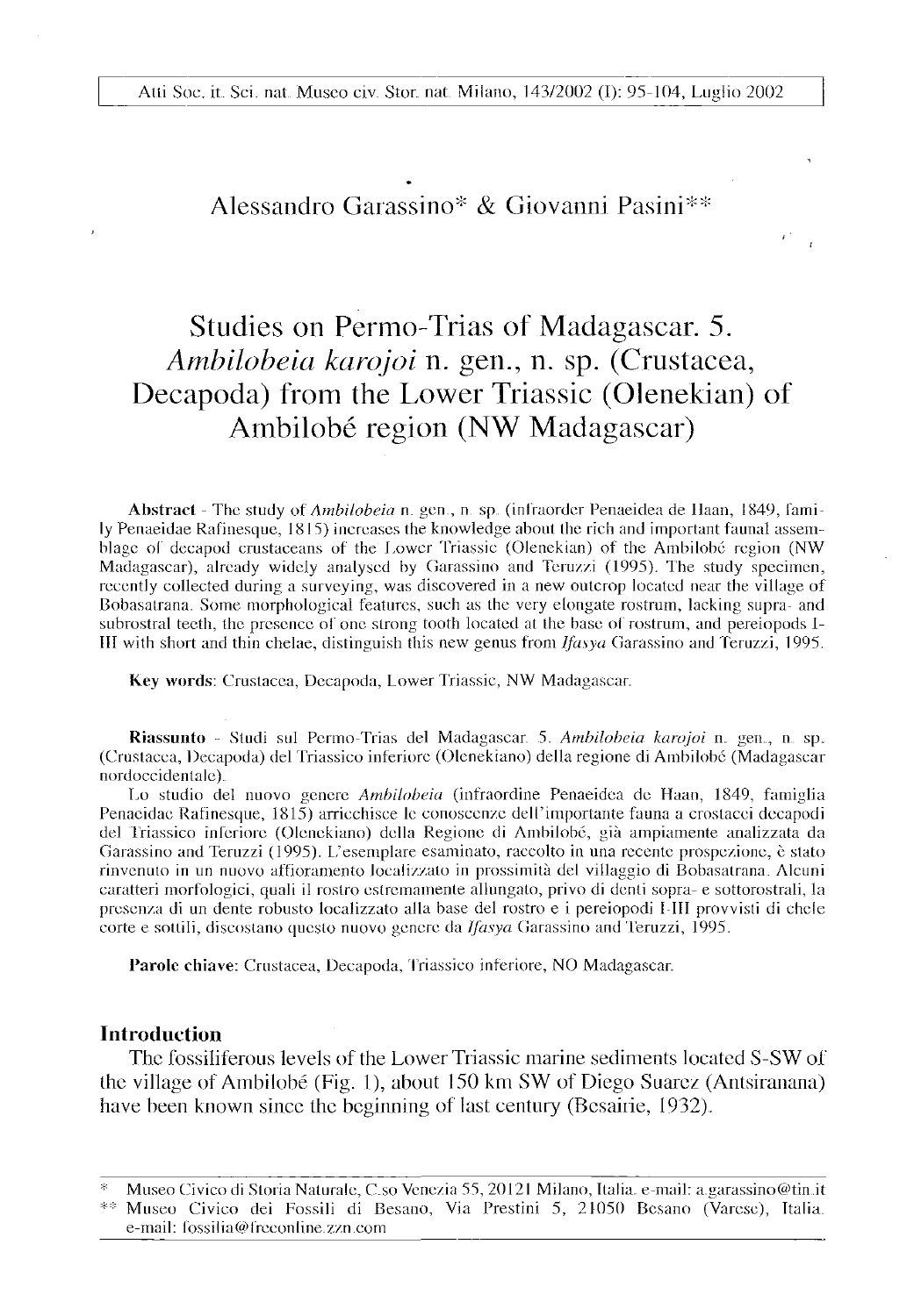Alessandro Garassino* & Giovanni Pasini**

# Studies on Permo-Trias of Madagascar. 5. *Ambilobeia karojoi* n. gen., n. sp. (Crustacea, Decapoda) from the Lower Triassic (Olenekian) of Ambilobé region (NW Madagascar)

**Abstract** - The study of *Ambilobeia* n. gen., n. sp. (infraorder Penaeidea de Haan, 1849, family Penaeidae Rafinesque, 1815) increases the knowledge about the rich and important faunal assemblage of decapod crustaceans of the Lower Triassic (Olenekian) of the Ambilobé region (NW Madagascar), already widely analysed by Garassino and Teruzzi (1995). The study specimen, recently collected during a surveying, was discovered in a new outcrop located near the village of Bobasatrana. Some morphological features, such as the very elongate rostrum, lacking supra- and subrostral teeth, the presence of one strong tooth located at the base of rostrum, and pereiopods I-III with short and thin chelae, distinguish this new genus from *Ifasya* Garassino and Teruzzi, 1995.

**Key words**: Crustacea, Decapoda, Lower Triassic, NW Madagascar.

**Riassunto** - Studi sul Permo-Trias del Madagascar. 5. *Ambilobeia karojoi* n. gen., n. sp. (Crustacea, Decapoda) del Triassico inferiore (Olenekiano) della regione di Ambilobé (Madagascar nordoccidentale).

Lo studio del nuovo genere *Ambilobeia* (infraordine Penaeidea de Haan, 1849, famiglia Penaeidae Rafinesque, 1815) arricchisce le conoscenze dell'importante fauna a crostacei decapodi del Triassico inferiore (Olenekiano) della Regione di Ambilobé, già ampiamente analizzata da Garassino and Teruzzi (1995). L'esemplare esaminato, raccolto in una recente prospezione, è stato rinvenuto in un nuovo affioramento localizzato in prossimità del villaggio di Bobasatrana. Alcuni caratteri morfologici, quali il rostro estremamente allungato, privo di denti sopra- e sottorostrali, la presenza di un dente robusto localizzato alla base del rostro e i pereiopodi I-III provvisti di chele corte e sottili, discostano questo nuovo genere da *Ifasya* Garassino and Teruzzi, 1995.

**Parole chiave:** Crustacea, Decapoda, Triassico inferiore, NO Madagascar.

## Introduction

The fossiliferous levels of the Lower Triassic marine sediments located S-SW of the village of Ambilobé (Fig. 1), about 150 km SW of Diego Suarez (Antsiranana) have been known since the beginning of last century (Besairie, 1932).

---

\* Museo Civico di Storia Naturale, C.so Venezia 55, 20121 Milano, Italia. e-mail: a.garassino@tin.it

\*\* Museo Civico dei Fossili di Besano, Via Prestini 5, 21050 Besano (Varese), Italia. e-mail: fossilia@freeonline.zzn.com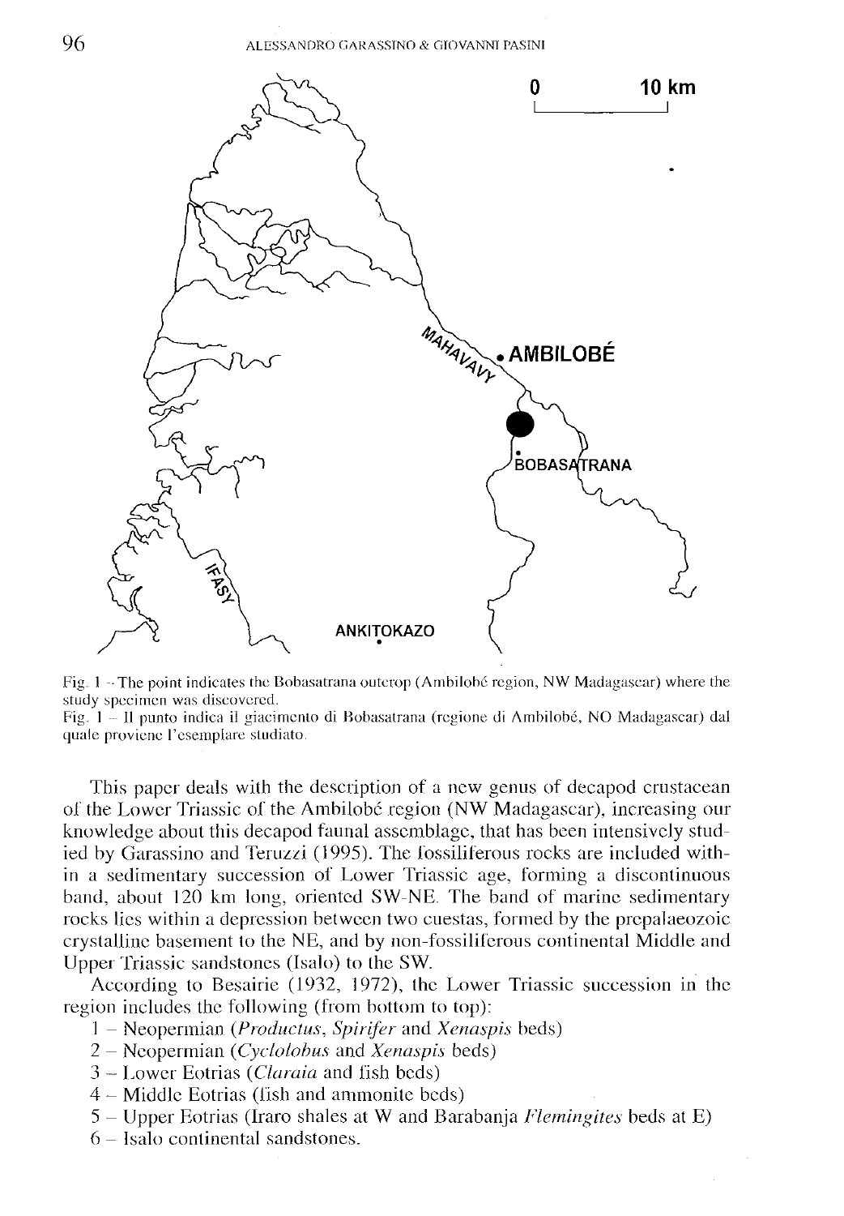Fig. 1 – The point indicates the Bobasatrana outcrop (Ambilobé region, NW Madagascar) where the study specimen was discovered.

Fig. 1 – Il punto indica il giacimento di Bobasatrana (regione di Ambilobé, NO Madagascar) dal quale proviene l'esemplare studiato.

This paper deals with the description of a new genus of decapod crustacean of the Lower Triassic of the Ambilobé region (NW Madagascar), increasing our knowledge about this decapod faunal assemblage, that has been intensively studied by Garassino and Teruzzi (1995). The fossiliferous rocks are included within a sedimentary succession of Lower Triassic age, forming a discontinuous band, about 120 km long, oriented SW-NE. The band of marine sedimentary rocks lies within a depression between two cuestas, formed by the prepalaeozoic crystalline basement to the NE, and by non-fossiliferous continental Middle and Upper Triassic sandstones (Isalo) to the SW.

According to Besairie (1932, 1972), the Lower Triassic succession in the region includes the following (from bottom to top):

1 – Neopermian (*Productus*, *Spirifer* and *Xenaspis* beds)
2 – Neopermian (*Cyclolobus* and *Xenaspis* beds)
3 – Lower Eotrias (*Claraia* and fish beds)
4 – Middle Eotrias (fish and ammonite beds)
5 – Upper Eotrias (Iraro shales at W and Barabanja *Flemingites* beds at E)
6 – Isalo continental sandstones.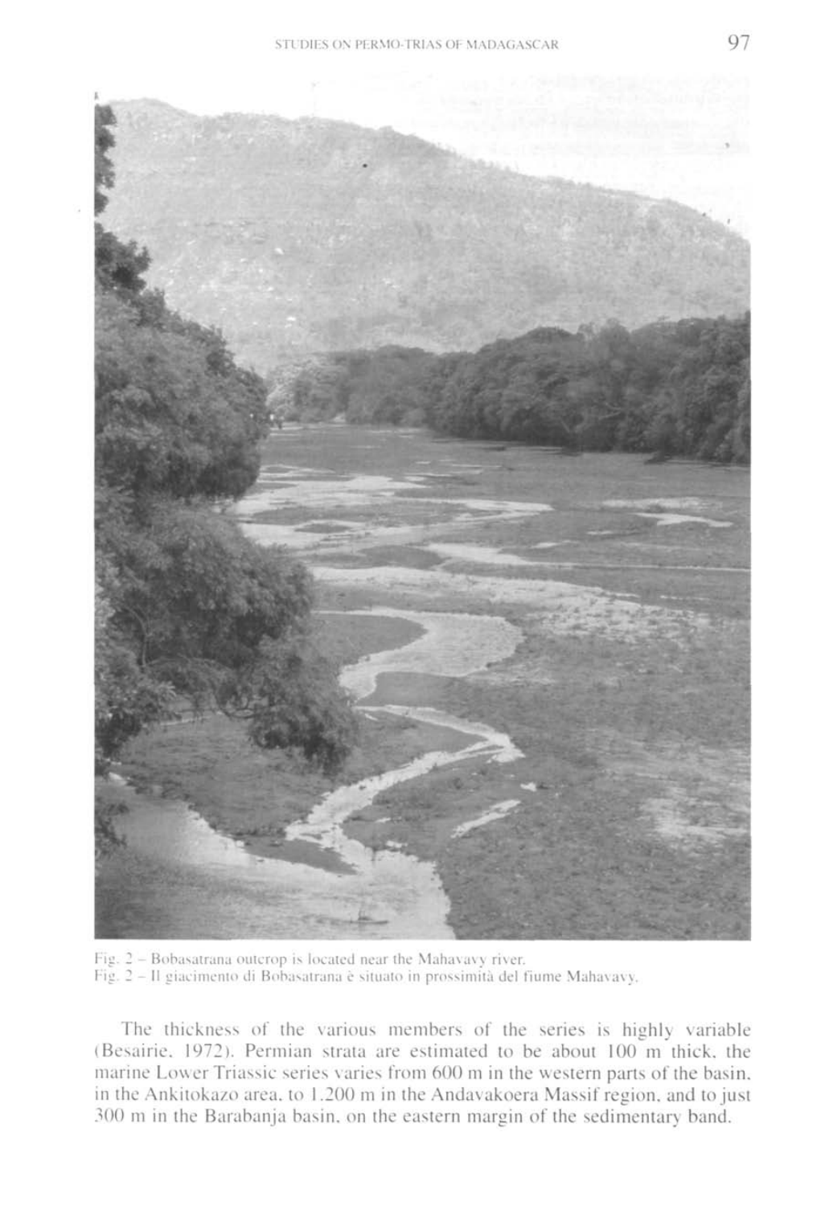Fig. 2 – Bobasatrana outcrop is located near the Mahavavy river.
Fig. 2 – Il giacimento di Bobasatrana è situato in prossimità del fiume Mahavavy.

The thickness of the various members of the series is highly variable (Besairie, 1972). Permian strata are estimated to be about 100 m thick, the marine Lower Triassic series varies from 600 m in the western parts of the basin, in the Ankitokazo area, to 1.200 m in the Andavakoera Massif region, and to just 300 m in the Barabanja basin, on the eastern margin of the sedimentary band.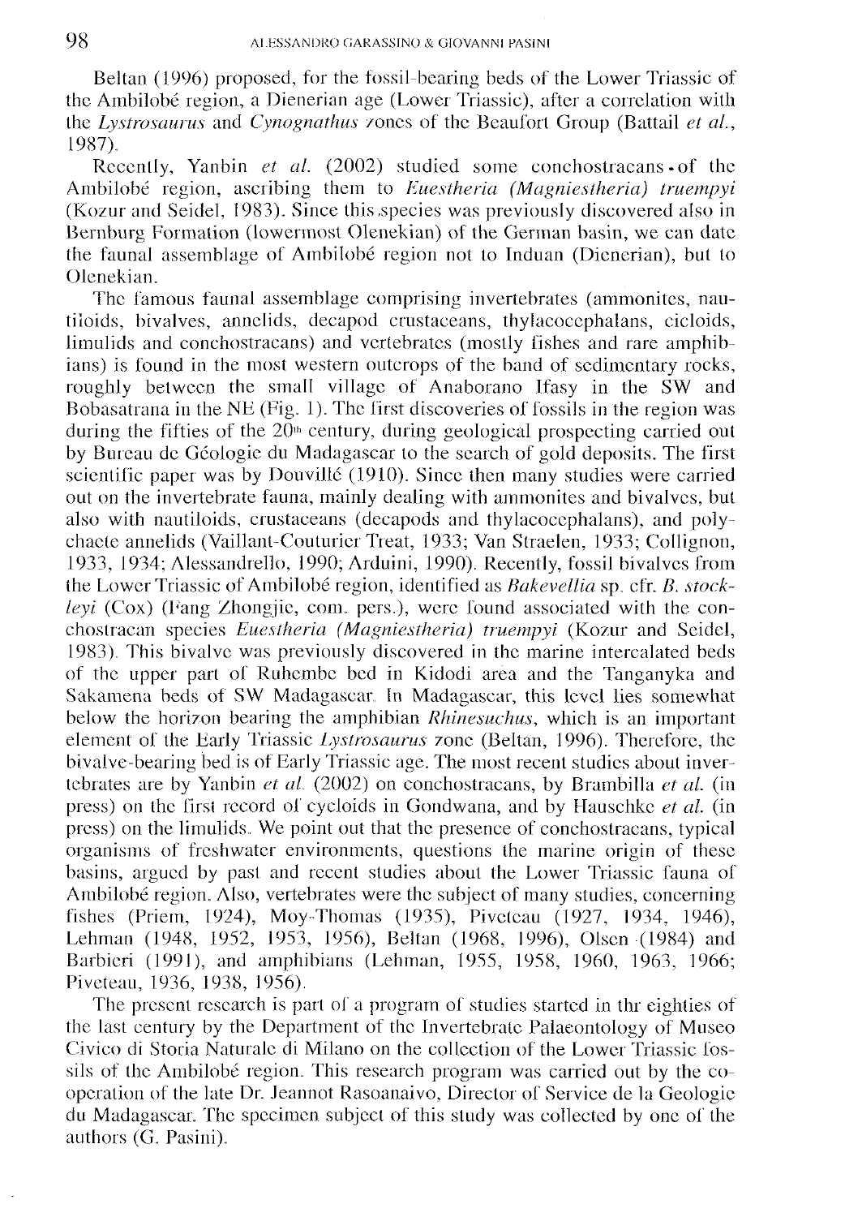Beltan (1996) proposed, for the fossil-bearing beds of the Lower Triassic of the Ambilobé region, a Dienerian age (Lower Triassic), after a correlation with the *Lystrosaurus* and *Cynognathus* zones of the Beaufort Group (Battail *et al.*, 1987).

Recently, Yanbin *et al.* (2002) studied some conchostracans of the Ambilobé region, ascribing them to *Euestheria (Magniestheria) truempyi* (Kozur and Seidel, 1983). Since this species was previously discovered also in Bernburg Formation (lowermost Olenekian) of the German basin, we can date the faunal assemblage of Ambilobé region not to Induan (Dienerian), but to Olenekian.

The famous faunal assemblage comprising invertebrates (ammonites, nautiloids, bivalves, annelids, decapod crustaceans, thylacocephalans, cicloids, limulids and conchostracans) and vertebrates (mostly fishes and rare amphibians) is found in the most western outcrops of the band of sedimentary rocks, roughly between the small village of Anaborano Ifasy in the SW and Bobasatrana in the NE (Fig. 1). The first discoveries of fossils in the region was during the fifties of the 20th century, during geological prospecting carried out by Bureau de Géologie du Madagascar to the search of gold deposits. The first scientific paper was by Douvillé (1910). Since then many studies were carried out on the invertebrate fauna, mainly dealing with ammonites and bivalves, but also with nautiloids, crustaceans (decapods and thylacocephalans), and polychaete annelids (Vaillant-Couturier Treat, 1933; Van Straelen, 1933; Collignon, 1933, 1934; Alessandrello, 1990; Arduini, 1990). Recently, fossil bivalves from the Lower Triassic of Ambilobé region, identified as *Bakevellia* sp. cfr. *B. stockleyi* (Cox) (Fang Zhongjie, com. pers.), were found associated with the conchostracan species *Euestheria (Magniestheria) truempyi* (Kozur and Seidel, 1983). This bivalve was previously discovered in the marine intercalated beds of the upper part of Ruhembe bed in Kidodi area and the Tanganyka and Sakamena beds of SW Madagascar. In Madagascar, this level lies somewhat below the horizon bearing the amphibian *Rhinesuchus*, which is an important element of the Early Triassic *Lystrosaurus* zone (Beltan, 1996). Therefore, the bivalve-bearing bed is of Early Triassic age. The most recent studies about invertebrates are by Yanbin *et al.* (2002) on conchostracans, by Brambilla *et al.* (in press) on the first record of cycloids in Gondwana, and by Hauschke *et al.* (in press) on the limulids. We point out that the presence of conchostracans, typical organisms of freshwater environments, questions the marine origin of these basins, argued by past and recent studies about the Lower Triassic fauna of Ambilobé region. Also, vertebrates were the subject of many studies, concerning fishes (Priem, 1924), Moy-Thomas (1935), Piveteau (1927, 1934, 1946), Lehman (1948, 1952, 1953, 1956), Beltan (1968, 1996), Olsen (1984) and Barbieri (1991), and amphibians (Lehman, 1955, 1958, 1960, 1963, 1966; Piveteau, 1936, 1938, 1956).

The present research is part of a program of studies started in thr eighties of the last century by the Department of the Invertebrate Palaeontology of Museo Civico di Storia Naturale di Milano on the collection of the Lower Triassic fossils of the Ambilobé region. This research program was carried out by the cooperation of the late Dr. Jeannot Rasoanaivo, Director of Service de la Geologie du Madagascar. The specimen subject of this study was collected by one of the authors (G. Pasini).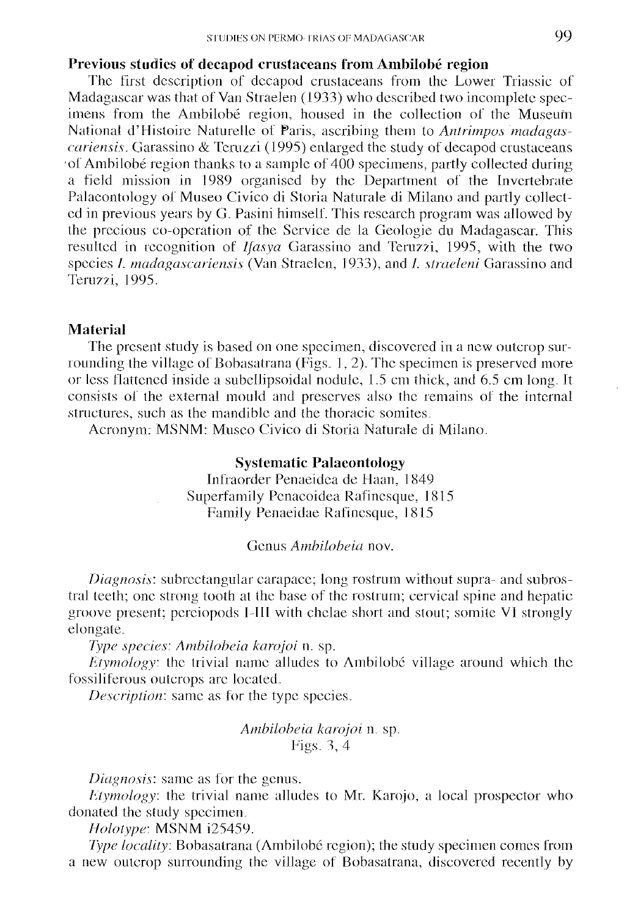### Previous studies of decapod crustaceans from Ambilobé region

The first description of decapod crustaceans from the Lower Triassic of Madagascar was that of Van Straelen (1933) who described two incomplete specimens from the Ambilobé region, housed in the collection of the Museum National d'Histoire Naturelle of Paris, ascribing them to *Antrimpos madagascariensis*. Garassino & Teruzzi (1995) enlarged the study of decapod crustaceans of Ambilobé region thanks to a sample of 400 specimens, partly collected during a field mission in 1989 organised by the Department of the Invertebrate Palaeontology of Museo Civico di Storia Naturale di Milano and partly collected in previous years by G. Pasini himself. This research program was allowed by the precious co-operation of the Service de la Geologie du Madagascar. This resulted in recognition of *Ifasya* Garassino and Teruzzi, 1995, with the two species *I. madagascariensis* (Van Straelen, 1933), and *I. straeleni* Garassino and Teruzzi, 1995.

### Material

The present study is based on one specimen, discovered in a new outcrop surrounding the village of Bobasatrana (Figs. 1, 2). The specimen is preserved more or less flattened inside a subellipsoidal nodule, 1.5 cm thick, and 6.5 cm long. It consists of the external mould and preserves also the remains of the internal structures, such as the mandible and the thoracic somites.

Acronym: MSNM: Museo Civico di Storia Naturale di Milano.

### Systematic Palaeontology

Infraorder Penaeidea de Haan, 1849
Superfamily Penaeoidea Rafinesque, 1815
Family Penaeidae Rafinesque, 1815

Genus *Ambilobeia* nov.

*Diagnosis*: subrectangular carapace; long rostrum without supra- and subrostral teeth; one strong tooth at the base of the rostrum; cervical spine and hepatic groove present; pereiopods I-III with chelae short and stout; somite VI strongly elongate.

*Type species*: *Ambilobeia karojoi* n. sp.

*Etymology*: the trivial name alludes to Ambilobé village around which the fossiliferous outcrops are located.

*Description*: same as for the type species.

*Ambilobeia karojoi* n. sp.
Figs. 3, 4

*Diagnosis*: same as for the genus.

*Etymology*: the trivial name alludes to Mr. Karojo, a local prospector who donated the study specimen.

*Holotype*: MSNM i25459.

*Type locality*: Bobasatrana (Ambilobé region); the study specimen comes from a new outcrop surrounding the village of Bobasatrana, discovered recently by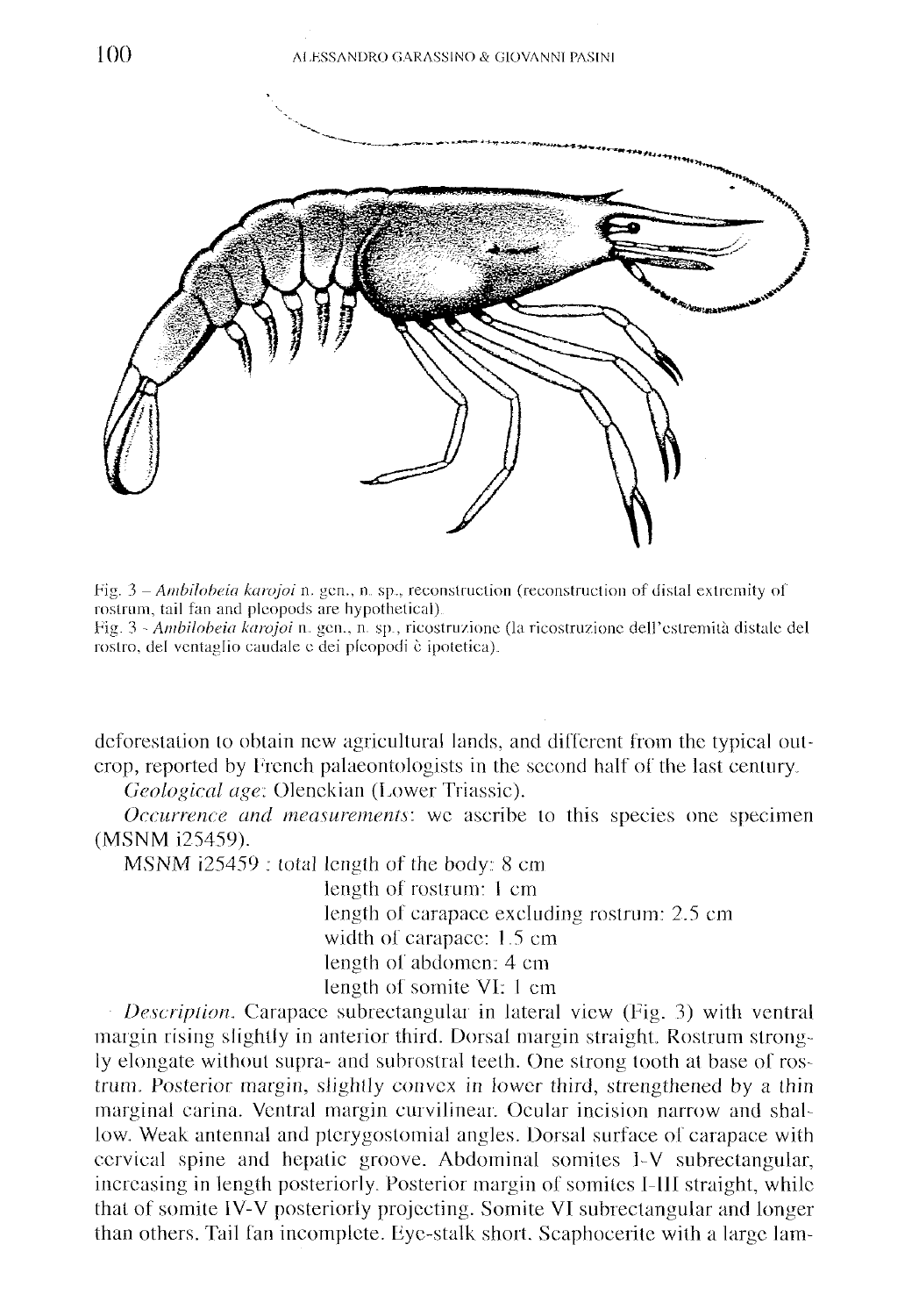Fig. 3 – *Ambilobeia karojoi* n. gen., n. sp., reconstruction (reconstruction of distal extremity of rostrum, tail fan and pleopods are hypothetical).
Fig. 3 - *Ambilobeia karojoi* n. gen., n. sp., ricostruzione (la ricostruzione dell'estremità distale del rostro, del ventaglio caudale e dei pleopodi è ipotetica).

deforestation to obtain new agricultural lands, and different from the typical outcrop, reported by French palaeontologists in the second half of the last century.

*Geological age*: Olenekian (Lower Triassic).

*Occurrence and measurements*: we ascribe to this species one specimen (MSNM i25459).

MSNM i25459 : total length of the body: 8 cm
length of rostrum: 1 cm
length of carapace excluding rostrum: 2.5 cm
width of carapace: 1.5 cm
length of abdomen: 4 cm
length of somite VI: 1 cm

*Description*. Carapace subrectangular in lateral view (Fig. 3) with ventral margin rising slightly in anterior third. Dorsal margin straight. Rostrum strongly elongate without supra- and subrostral teeth. One strong tooth at base of rostrum. Posterior margin, slightly convex in lower third, strengthened by a thin marginal carina. Ventral margin curvilinear. Ocular incision narrow and shallow. Weak antennal and pterygostomial angles. Dorsal surface of carapace with cervical spine and hepatic groove. Abdominal somites I-V subrectangular, increasing in length posteriorly. Posterior margin of somites I-III straight, while that of somite IV-V posteriorly projecting. Somite VI subrectangular and longer than others. Tail fan incomplete. Eye-stalk short. Scaphocerite with a large lam-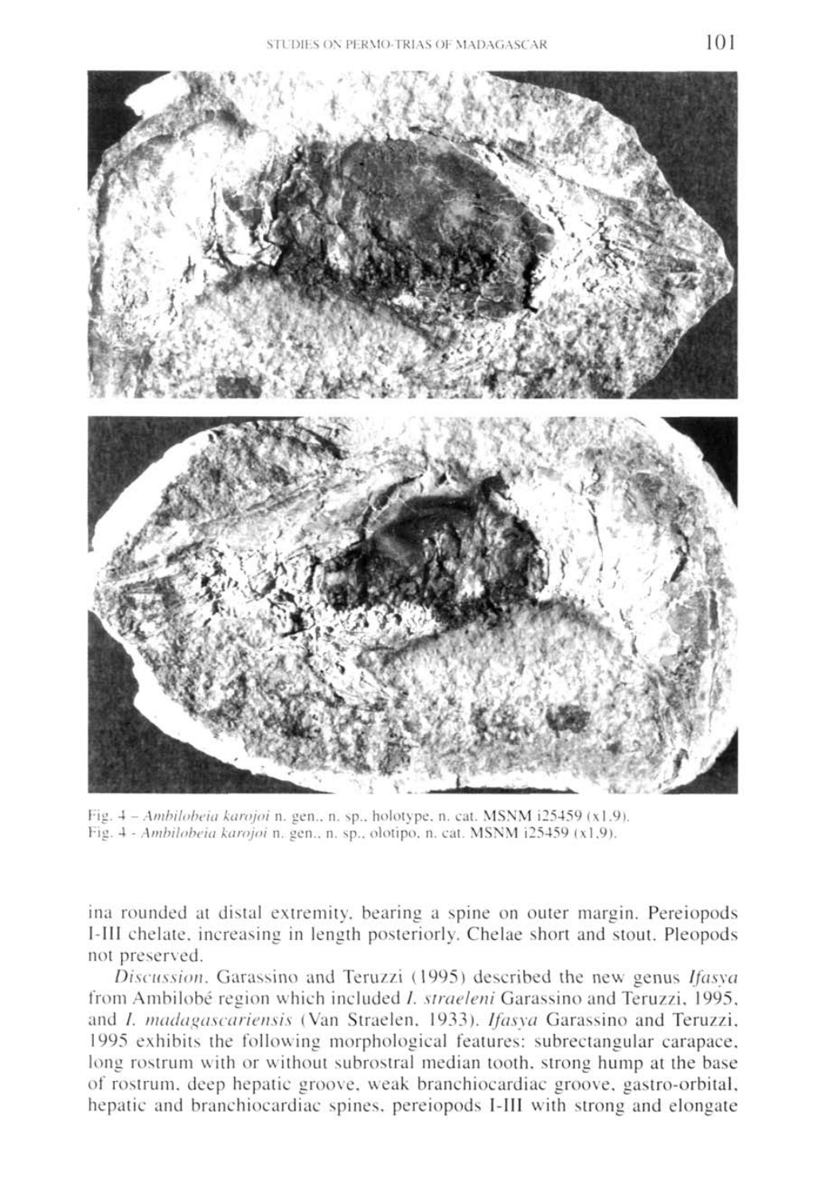Fig. 4 – *Ambilobeia karojoi* n. gen., n. sp., holotype, n. cat. MSNM i25459 (x1.9).
Fig. 4 - *Ambilobeia karojoi* n. gen., n. sp., olotipo, n. cat. MSNM i25459 (x1.9).

ina rounded at distal extremity, bearing a spine on outer margin. Pereiopods I-III chelate, increasing in length posteriorly. Chelae short and stout. Pleopods not preserved.

*Discussion*. Garassino and Teruzzi (1995) described the new genus *Ifasya* from Ambilobé region which included *I. straeleni* Garassino and Teruzzi, 1995, and *I. madagascariensis* (Van Straelen, 1933). *Ifasya* Garassino and Teruzzi, 1995 exhibits the following morphological features: subrectangular carapace, long rostrum with or without subrostral median tooth, strong hump at the base of rostrum, deep hepatic groove, weak branchiocardiac groove, gastro-orbital, hepatic and branchiocardiac spines, pereiopods I-III with strong and elongate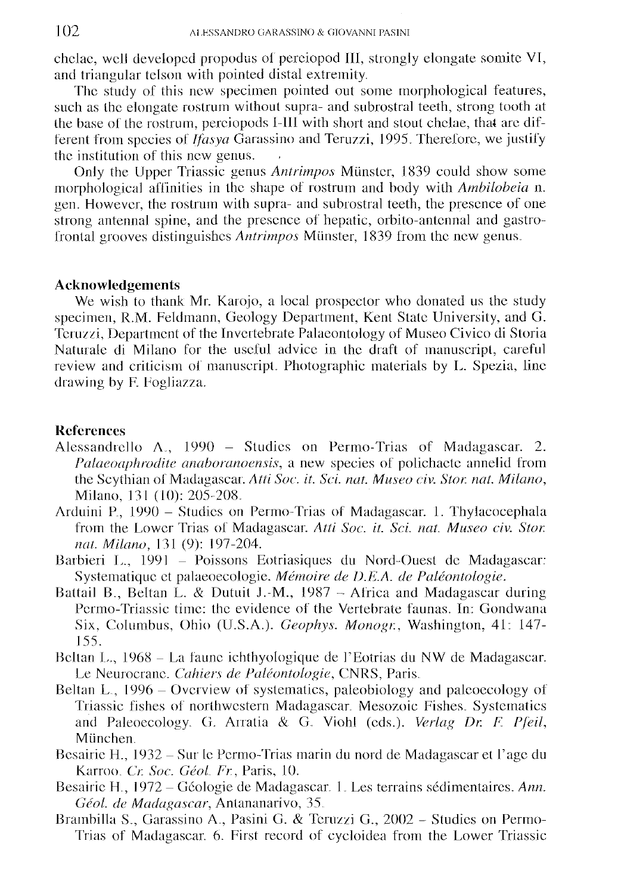chelae, well developed propodus of pereiopod III, strongly elongate somite VI, and triangular telson with pointed distal extremity.

The study of this new specimen pointed out some morphological features, such as the elongate rostrum without supra- and subrostral teeth, strong tooth at the base of the rostrum, pereiopods I-III with short and stout chelae, that are different from species of *Ifasya* Garassino and Teruzzi, 1995. Therefore, we justify the institution of this new genus.

Only the Upper Triassic genus *Antrimpos* Münster, 1839 could show some morphological affinities in the shape of rostrum and body with *Ambilobeia* n. gen. However, the rostrum with supra- and subrostral teeth, the presence of one strong antennal spine, and the presence of hepatic, orbito-antennal and gastro-frontal grooves distinguishes *Antrimpos* Münster, 1839 from the new genus.

## Acknowledgements

We wish to thank Mr. Karojo, a local prospector who donated us the study specimen, R.M. Feldmann, Geology Department, Kent State University, and G. Teruzzi, Department of the Invertebrate Palaeontology of Museo Civico di Storia Naturale di Milano for the useful advice in the draft of manuscript, careful review and criticism of manuscript. Photographic materials by L. Spezia, line drawing by F. Fogliazza.

## References

Alessandrello A., 1990 – Studies on Permo-Trias of Madagascar. 2. *Palaeoaphrodite anaboranoensis*, a new species of polichaete annelid from the Scythian of Madagascar. *Atti Soc. it. Sci. nat. Museo civ. Stor. nat. Milano*, Milano, 131 (10): 205-208.

Arduini P., 1990 – Studies on Permo-Trias of Madagascar. 1. Thylacocephala from the Lower Trias of Madagascar. *Atti Soc. it. Sci. nat. Museo civ. Stor. nat. Milano*, 131 (9): 197-204.

Barbieri L., 1991 – Poissons Eotriasiques du Nord-Ouest de Madagascar: Systematique et palaeoecologie. *Mémoire de D.E.A. de Paléontologie*.

Battail B., Beltan L. & Dutuit J.-M., 1987 – Africa and Madagascar during Permo-Triassic time: the evidence of the Vertebrate faunas. In: Gondwana Six, Columbus, Ohio (U.S.A.). *Geophys. Monogr.*, Washington, 41: 147-155.

Beltan L., 1968 – La faune ichthyologique de l'Eotrias du NW de Madagascar. Le Neurocrane. *Cahiers de Paléontologie*, CNRS, Paris.

Beltan L., 1996 – Overview of systematics, paleobiology and paleoecology of Triassic fishes of northwestern Madagascar. Mesozoic Fishes. Systematics and Paleoecology. G. Arratia & G. Viohl (eds.). *Verlag Dr. F. Pfeil*, München.

Besairie H., 1932 – Sur le Permo-Trias marin du nord de Madagascar et l'age du Karroo. *Cr. Soc. Géol. Fr.*, Paris, 10.

Besairie H., 1972 – Géologie de Madagascar. 1. Les terrains sédimentaires. *Ann. Géol. de Madagascar*, Antananarivo, 35.

Brambilla S., Garassino A., Pasini G. & Teruzzi G., 2002 – Studies on Permo-Trias of Madagascar. 6. First record of cycloidea from the Lower Triassic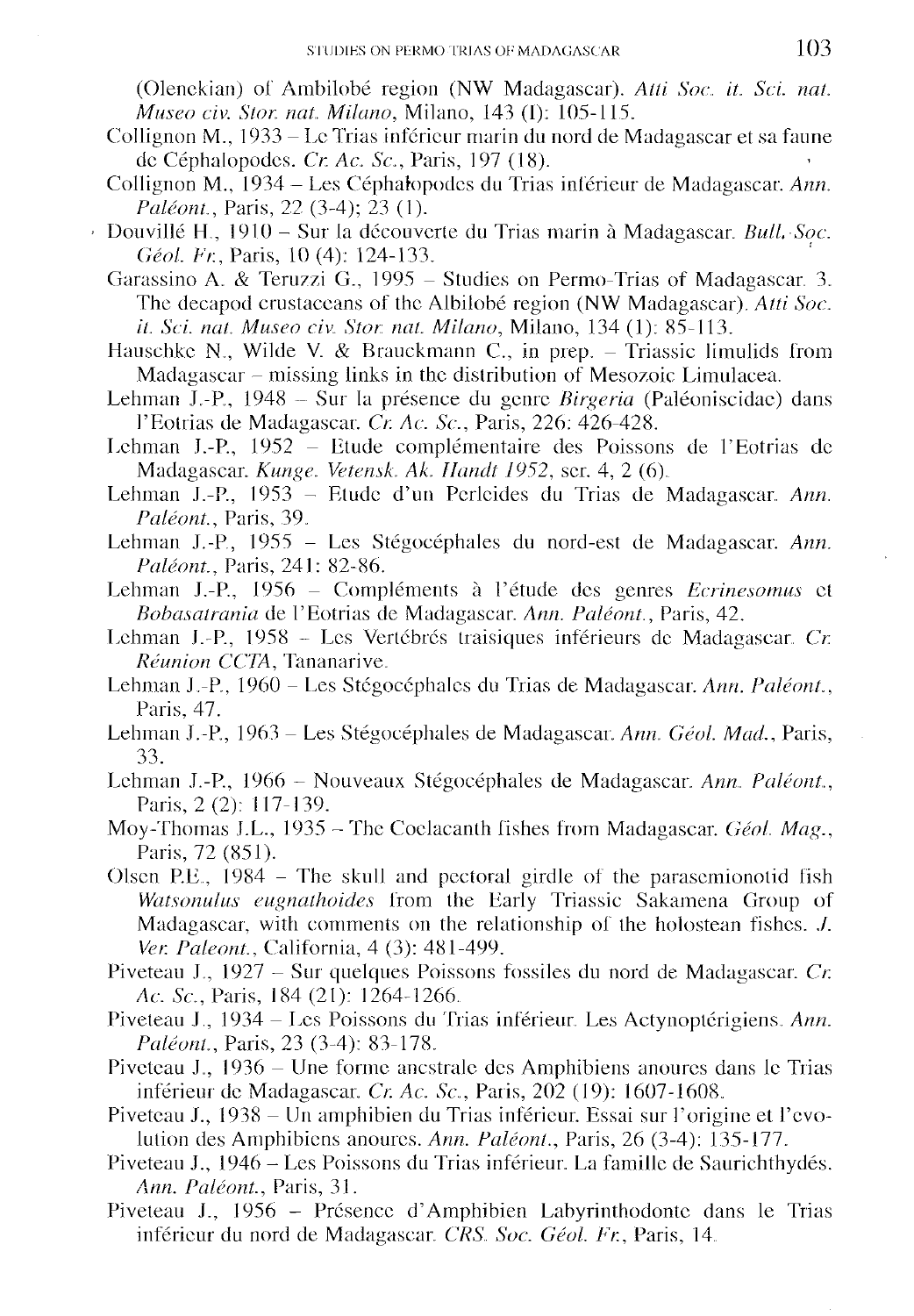(Olenekian) of Ambilobé region (NW Madagascar). *Atti Soc. it. Sci. nat. Museo civ. Stor. nat. Milano*, Milano, 143 (I): 105-115.

Collignon M., 1933 – Le Trias inférieur marin du nord de Madagascar et sa faune de Céphalopodes. *Cr. Ac. Sc.*, Paris, 197 (18).

Collignon M., 1934 – Les Céphalopodes du Trias inférieur de Madagascar. *Ann. Paléont.*, Paris, 22 (3-4); 23 (1).

Douvillé H., 1910 – Sur la découverte du Trias marin à Madagascar. *Bull. Soc. Géol. Fr.*, Paris, 10 (4): 124-133.

Garassino A. & Teruzzi G., 1995 – Studies on Permo-Trias of Madagascar. 3. The decapod crustaceans of the Albilobé region (NW Madagascar). *Atti Soc. it. Sci. nat. Museo civ. Stor. nat. Milano*, Milano, 134 (1): 85-113.

Hauschke N., Wilde V. & Brauckmann C., in prep. – Triassic limulids from Madagascar – missing links in the distribution of Mesozoic Limulacea.

Lehman J.-P., 1948 – Sur la présence du genre *Birgeria* (Paléoniscidae) dans l'Eotrias de Madagascar. *Cr. Ac. Sc.*, Paris, 226: 426-428.

Lehman J.-P., 1952 – Etude complémentaire des Poissons de l'Eotrias de Madagascar. *Kunge. Vetensk. Ak. Handt 1952*, ser. 4, 2 (6).

Lehman J.-P., 1953 – Etude d'un Perleides du Trias de Madagascar. *Ann. Paléont.*, Paris, 39.

Lehman J.-P., 1955 – Les Stégocéphales du nord-est de Madagascar. *Ann. Paléont.*, Paris, 241: 82-86.

Lehman J.-P., 1956 – Compléments à l'étude des genres *Ecrinesomus* et *Bobasatrania* de l'Eotrias de Madagascar. *Ann. Paléont.*, Paris, 42.

Lehman J.-P., 1958 – Les Vertébrés traisiques inférieurs de Madagascar. *Cr. Réunion CCTA*, Tananarive.

Lehman J.-P., 1960 – Les Stégocéphales du Trias de Madagascar. *Ann. Paléont.*, Paris, 47.

Lehman J.-P., 1963 – Les Stégocéphales de Madagascar. *Ann. Géol. Mad.*, Paris, 33.

Lehman J.-P., 1966 – Nouveaux Stégocéphales de Madagascar. *Ann. Paléont.*, Paris, 2 (2): 117-139.

Moy-Thomas J.L., 1935 – The Coelacanth fishes from Madagascar. *Géol. Mag.*, Paris, 72 (851).

Olsen P.E., 1984 – The skull and pectoral girdle of the parasemionotid fish *Watsonulus eugnathoides* from the Early Triassic Sakamena Group of Madagascar, with comments on the relationship of the holostean fishes. *J. Ver. Paleont.*, California, 4 (3): 481-499.

Piveteau J., 1927 – Sur quelques Poissons fossiles du nord de Madagascar. *Cr. Ac. Sc.*, Paris, 184 (21): 1264-1266.

Piveteau J., 1934 – Les Poissons du Trias inférieur. Les Actynoptérigiens. *Ann. Paléont.*, Paris, 23 (3-4): 83-178.

Piveteau J., 1936 – Une forme ancestrale des Amphibiens anoures dans le Trias inférieur de Madagascar. *Cr. Ac. Sc.*, Paris, 202 (19): 1607-1608.

Piveteau J., 1938 – Un amphibien du Trias inférieur. Essai sur l'origine et l'evolution des Amphibiens anoures. *Ann. Paléont.*, Paris, 26 (3-4): 135-177.

Piveteau J., 1946 – Les Poissons du Trias inférieur. La famille de Saurichthydés. *Ann. Paléont.*, Paris, 31.

Piveteau J., 1956 – Présence d'Amphibien Labyrinthodonte dans le Trias inférieur du nord de Madagascar. *CRS. Soc. Géol. Fr.*, Paris, 14.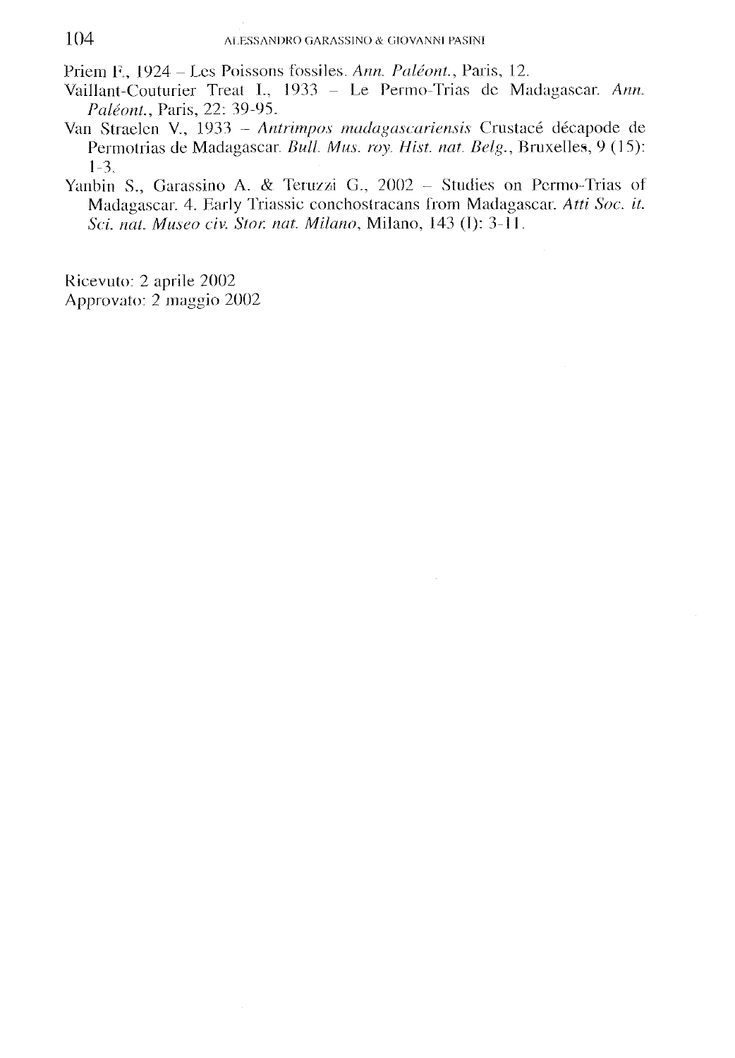Priem F., 1924 – Les Poissons fossiles. *Ann. Paléont.*, Paris, 12.

Vaillant-Couturier Treat I., 1933 – Le Permo-Trias de Madagascar. *Ann. Paléont.*, Paris, 22: 39-95.

Van Straelen V., 1933 – *Antrimpos madagascariensis* Crustacé décapode de Permotrias de Madagascar. *Bull. Mus. roy. Hist. nat. Belg.*, Bruxelles, 9 (15): 1-3.

Yanbin S., Garassino A. & Teruzzi G., 2002 – Studies on Permo-Trias of Madagascar. 4. Early Triassic conchostracans from Madagascar. *Atti Soc. it. Sci. nat. Museo civ. Stor. nat. Milano*, Milano, 143 (I): 3-11.

Ricevuto: 2 aprile 2002
Approvato: 2 maggio 2002